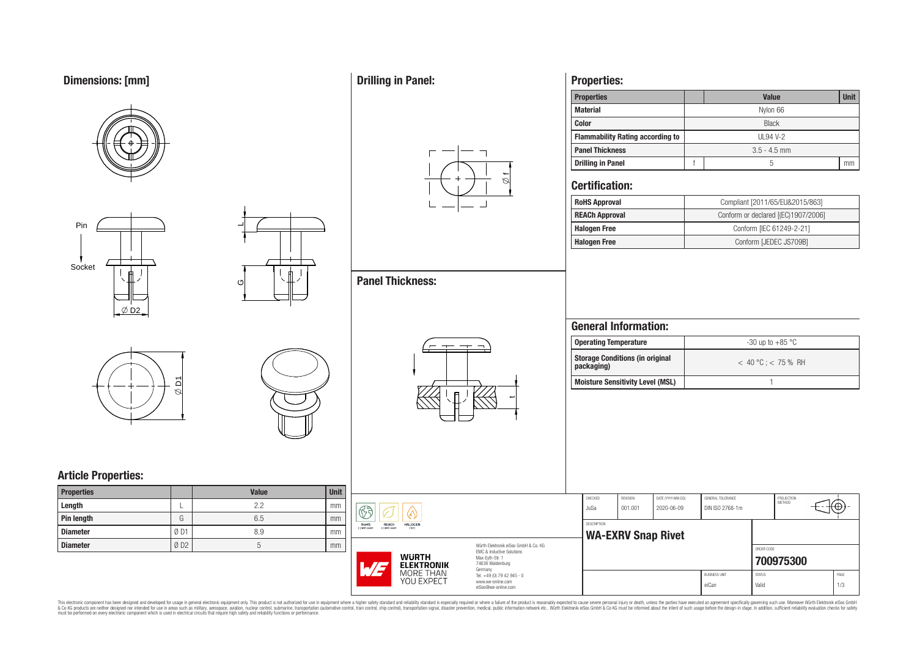## Dimensions: [mm]

Pin

Socket

$\varnothing$ D2

L

G

$\varnothing$ D1

## Article Properties:

| Properties | | Value | Unit |
|---|---|---|---|
| Length | L | 2.2 | mm |
| Pin length | G | 6.5 | mm |
| Diameter | Ø D1 | 8.9 | mm |
| Diameter | Ø D2 | 5 | mm |

## Drilling in Panel:

$\varnothing$ f

## Panel Thickness:

t

## Properties:

| Properties | | Value | Unit |
|---|---|---|---|
| Material | | Nylon 66 | |
| Color | | Black | |
| Flammability Rating according to | | UL94 V-2 | |
| Panel Thickness | | 3.5 - 4.5 mm | |
| Drilling in Panel | f | 5 | mm |

## Certification:

| | |
|---|---|
| RoHS Approval | Compliant [2011/65/EU&2015/863] |
| REACh Approval | Conform or declared [(EC)1907/2006] |
| Halogen Free | Conform [IEC 61249-2-21] |
| Halogen Free | Conform [JEDEC JS709B] |

## General Information:

| | |
|---|---|
| Operating Temperature | -30 up to +85 °C |
| Storage Conditions (in original packaging) | < 40 °C ; < 75 % RH |
| Moisture Sensitivity Level (MSL) | 1 |

RoHS COMPLIANT | REACh COMPLIANT | HALOGEN FREE

WÜRTH ELEKTRONIK MORE THAN YOU EXPECT

Würth Elektronik eiSos GmbH & Co. KG
EMC & Inductive Solutions
Max-Eyth-Str. 1
74638 Waldenburg
Germany
Tel. +49 (0) 79 42 945 - 0
www.we-online.com
eiSos@we-online.com

| CHECKED | REVISION | DATE (YYYY-MM-DD) | GENERAL TOLERANCE | PROJECTION METHOD |
|---|---|---|---|---|
| JuSa | 001.001 | 2020-06-09 | DIN ISO 2768-1m | |

DESCRIPTION: **WA-EXRV Snap Rivet**

ORDER CODE: **700975300**

| BUSINESS UNIT | STATUS | PAGE |
|---|---|---|
| eiCan | Valid | 1/3 |

This electronic component has been designed and developed for usage in general electronic equipment only. This product is not authorized for use in equipment where a higher safety standard and reliability standard is especially required or where a failure of the product is reasonably expected to cause severe personal injury or death, unless the parties have executed an agreement specifically governing such use. Moreover Würth Elektronik eiSos GmbH & Co KG products are neither designed nor intended for use in areas such as military, aerospace, aviation, nuclear control, submarine, transportation (automotive control, train control, ship control), transportation signal, disaster prevention, medical, public information network etc.. Würth Elektronik eiSos GmbH & Co KG must be informed about the intent of such usage before the design-in stage. In addition, sufficient reliability evaluation checks for safety must be performed on every electronic component which is used in electrical circuits that require high safety and reliability functions or performance.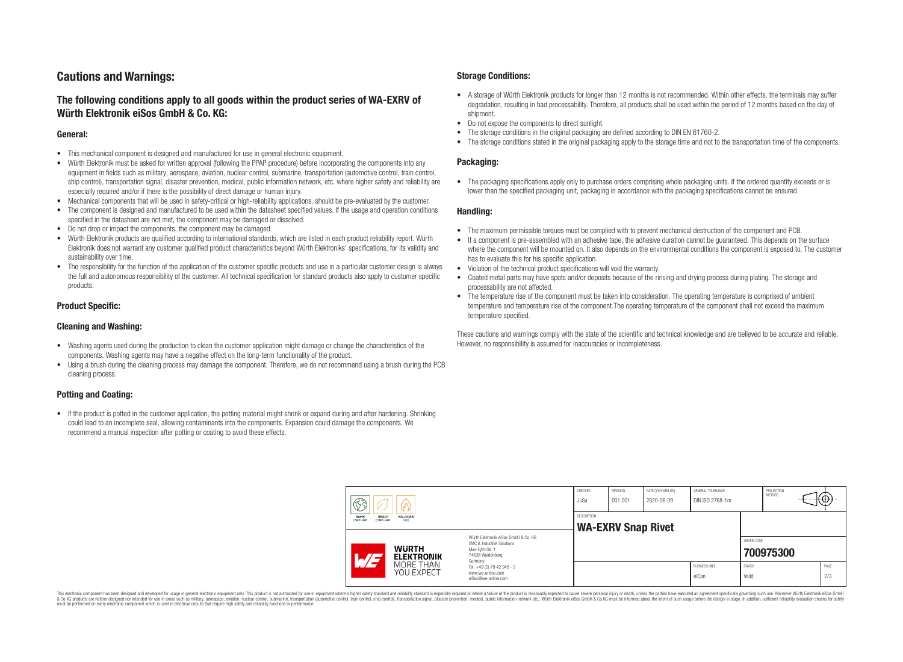# Cautions and Warnings:

## The following conditions apply to all goods within the product series of WA-EXRV of Würth Elektronik eiSos GmbH & Co. KG:

### General:

- This mechanical component is designed and manufactured for use in general electronic equipment.
- Würth Elektronik must be asked for written approval (following the PPAP procedure) before incorporating the components into any equipment in fields such as military, aerospace, aviation, nuclear control, submarine, transportation (automotive control, train control, ship control), transportation signal, disaster prevention, medical, public information network, etc. where higher safety and reliability are especially required and/or if there is the possibility of direct damage or human injury.
- Mechanical components that will be used in safety-critical or high-reliability applications, should be pre-evaluated by the customer.
- The component is designed and manufactured to be used within the datasheet specified values. If the usage and operation conditions specified in the datasheet are not met, the component may be damaged or dissolved.
- Do not drop or impact the components, the component may be damaged.
- Würth Elektronik products are qualified according to international standards, which are listed in each product reliability report. Würth Elektronik does not warrant any customer qualified product characteristics beyond Würth Elektroniks' specifications, for its validity and sustainability over time.
- The responsibility for the function of the application of the customer specific products and use in a particular customer design is always the full and autonomous responsibility of the customer. All technical specification for standard products also apply to customer specific products.

### Product Specific:

### Cleaning and Washing:

- Washing agents used during the production to clean the customer application might damage or change the characteristics of the components. Washing agents may have a negative effect on the long-term functionality of the product.
- Using a brush during the cleaning process may damage the component. Therefore, we do not recommend using a brush during the PCB cleaning process.

### Potting and Coating:

- If the product is potted in the customer application, the potting material might shrink or expand during and after hardening. Shrinking could lead to an incomplete seal, allowing contaminants into the components. Expansion could damage the components. We recommend a manual inspection after potting or coating to avoid these effects.

### Storage Conditions:

- A storage of Würth Elektronik products for longer than 12 months is not recommended. Within other effects, the terminals may suffer degradation, resulting in bad processability. Therefore, all products shall be used within the period of 12 months based on the day of shipment.
- Do not expose the components to direct sunlight.
- The storage conditions in the original packaging are defined according to DIN EN 61760-2.
- The storage conditions stated in the original packaging apply to the storage time and not to the transportation time of the components.

### Packaging:

- The packaging specifications apply only to purchase orders comprising whole packaging units. If the ordered quantity exceeds or is lower than the specified packaging unit, packaging in accordance with the packaging specifications cannot be ensured.

### Handling:

- The maximum permissible torques must be complied with to prevent mechanical destruction of the component and PCB.
- If a component is pre-assembled with an adhesive tape, the adhesive duration cannot be guaranteed. This depends on the surface where the component will be mounted on. It also depends on the environmental conditions the component is exposed to. The customer has to evaluate this for his specific application.
- Violation of the technical product specifications will void the warranty.
- Coated metal parts may have spots and/or deposits because of the rinsing and drying process during plating. The storage and processability are not affected.
- The temperature rise of the component must be taken into consideration. The operating temperature is comprised of ambient temperature and temperature rise of the component.The operating temperature of the component shall not exceed the maximum temperature specified.

These cautions and warnings comply with the state of the scientific and technical knowledge and are believed to be accurate and reliable. However, no responsibility is assumed for inaccuracies or incompleteness.

| CHECKED | REVISION | DATE (YYYY-MM-DD) | GENERAL TOLERANCE | PROJECTION METHOD |
|---|---|---|---|---|
| JuSa | 001.001 | 2020-06-09 | DIN ISO 2768-1m | |

DESCRIPTION: **WA-EXRV Snap Rivet**

ORDER CODE: **700975300**

| BUSINESS UNIT | STATUS | PAGE |
|---|---|---|
| eiCan | Valid | 2/3 |

Würth Elektronik eiSos GmbH & Co. KG
EMC & Inductive Solutions
Max-Eyth-Str. 1
74638 Waldenburg
Germany
Tel. +49 (0) 79 42 945 - 0
www.we-online.com
eiSos@we-online.com

This electronic component has been designed and developed for usage in general electronic equipment only. This product is not authorized for use in equipment where a higher safety standard and reliability standard is especially required or where a failure of the product is reasonably expected to cause severe personal injury or death, unless the parties have executed an agreement specifically governing such use. Moreover Würth Elektronik eiSos GmbH & Co KG products are neither designed nor intended for use in areas such as military, aerospace, aviation, nuclear control, submarine, transportation (automotive control, train control, ship control), transportation signal, disaster prevention, medical, public information network etc.. Würth Elektronik eiSos GmbH & Co KG must be informed about the intent of such usage before the design-in stage. In addition, sufficient reliability evaluation checks for safety must be performed on every electronic component which is used in electrical circuits that require high safety and reliability functions or performance.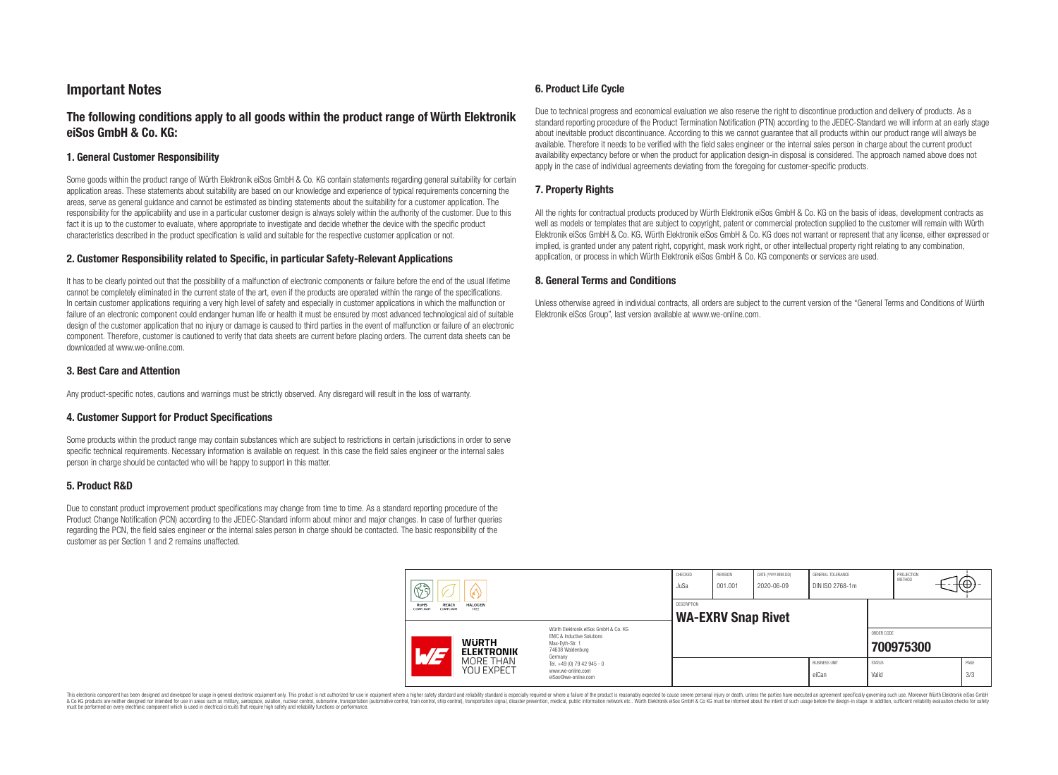# Important Notes

## The following conditions apply to all goods within the product range of Würth Elektronik eiSos GmbH & Co. KG:

### 1. General Customer Responsibility

Some goods within the product range of Würth Elektronik eiSos GmbH & Co. KG contain statements regarding general suitability for certain application areas. These statements about suitability are based on our knowledge and experience of typical requirements concerning the areas, serve as general guidance and cannot be estimated as binding statements about the suitability for a customer application. The responsibility for the applicability and use in a particular customer design is always solely within the authority of the customer. Due to this fact it is up to the customer to evaluate, where appropriate to investigate and decide whether the device with the specific product characteristics described in the product specification is valid and suitable for the respective customer application or not.

### 2. Customer Responsibility related to Specific, in particular Safety-Relevant Applications

It has to be clearly pointed out that the possibility of a malfunction of electronic components or failure before the end of the usual lifetime cannot be completely eliminated in the current state of the art, even if the products are operated within the range of the specifications. In certain customer applications requiring a very high level of safety and especially in customer applications in which the malfunction or failure of an electronic component could endanger human life or health it must be ensured by most advanced technological aid of suitable design of the customer application that no injury or damage is caused to third parties in the event of malfunction or failure of an electronic component. Therefore, customer is cautioned to verify that data sheets are current before placing orders. The current data sheets can be downloaded at www.we-online.com.

### 3. Best Care and Attention

Any product-specific notes, cautions and warnings must be strictly observed. Any disregard will result in the loss of warranty.

### 4. Customer Support for Product Specifications

Some products within the product range may contain substances which are subject to restrictions in certain jurisdictions in order to serve specific technical requirements. Necessary information is available on request. In this case the field sales engineer or the internal sales person in charge should be contacted who will be happy to support in this matter.

### 5. Product R&D

Due to constant product improvement product specifications may change from time to time. As a standard reporting procedure of the Product Change Notification (PCN) according to the JEDEC-Standard inform about minor and major changes. In case of further queries regarding the PCN, the field sales engineer or the internal sales person in charge should be contacted. The basic responsibility of the customer as per Section 1 and 2 remains unaffected.

### 6. Product Life Cycle

Due to technical progress and economical evaluation we also reserve the right to discontinue production and delivery of products. As a standard reporting procedure of the Product Termination Notification (PTN) according to the JEDEC-Standard we will inform at an early stage about inevitable product discontinuance. According to this we cannot guarantee that all products within our product range will always be available. Therefore it needs to be verified with the field sales engineer or the internal sales person in charge about the current product availability expectancy before or when the product for application design-in disposal is considered. The approach named above does not apply in the case of individual agreements deviating from the foregoing for customer-specific products.

### 7. Property Rights

All the rights for contractual products produced by Würth Elektronik eiSos GmbH & Co. KG on the basis of ideas, development contracts as well as models or templates that are subject to copyright, patent or commercial protection supplied to the customer will remain with Würth Elektronik eiSos GmbH & Co. KG. Würth Elektronik eiSos GmbH & Co. KG does not warrant or represent that any license, either expressed or implied, is granted under any patent right, copyright, mask work right, or other intellectual property right relating to any combination, application, or process in which Würth Elektronik eiSos GmbH & Co. KG components or services are used.

### 8. General Terms and Conditions

Unless otherwise agreed in individual contracts, all orders are subject to the current version of the "General Terms and Conditions of Würth Elektronik eiSos Group", last version available at www.we-online.com.

| | | | | | | | |
|---|---|---|---|---|---|---|---|
| RoHS COMPLIANT / REACh COMPLIANT / HALOGEN FREE | | CHECKED JuSa | REVISION 001.001 | DATE (YYYY-MM-DD) 2020-06-09 | GENERAL TOLERANCE DIN ISO 2768-1m | PROJECTION METHOD | |
| | | DESCRIPTION **WA-EXRV Snap Rivet** | | | | | |
| WÜRTH ELEKTRONIK MORE THAN YOU EXPECT | Würth Elektronik eiSos GmbH & Co. KG EMC & Inductive Solutions Max-Eyth-Str. 1 74638 Waldenburg Germany Tel. +49 (0) 79 42 945 - 0 www.we-online.com eiSos@we-online.com | | | | | ORDER CODE **700975300** | |
| | | | | | BUSINESS UNIT eiCan | STATUS Valid | PAGE 3/3 |

This electronic component has been designed and developed for usage in general electronic equipment only. This product is not authorized for use in equipment where a higher safety standard and reliability standard is especially required or where a failure of the product is reasonably expected to cause severe personal injury or death, unless the parties have executed an agreement specifically governing such use. Moreover Würth Elektronik eiSos GmbH & Co KG products are neither designed nor intended for use in areas such as military, aerospace, aviation, nuclear control, submarine, transportation (automotive control, train control, ship control), transportation signal, disaster prevention, medical, public information network etc.. Würth Elektronik eiSos GmbH & Co KG must be informed about the intent of such usage before the design-in stage. In addition, sufficient reliability evaluation checks for safety must be performed on every electronic component which is used in electrical circuits that require high safety and reliability functions or performance.